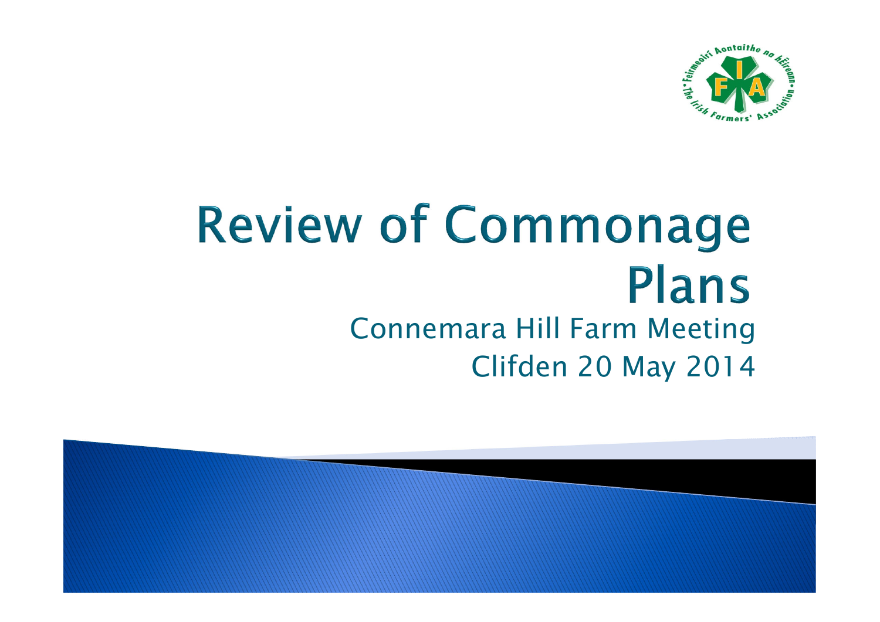# Review of Commonage Plans

Connemara Hill Farm Meeting

Clifden 20 May 2014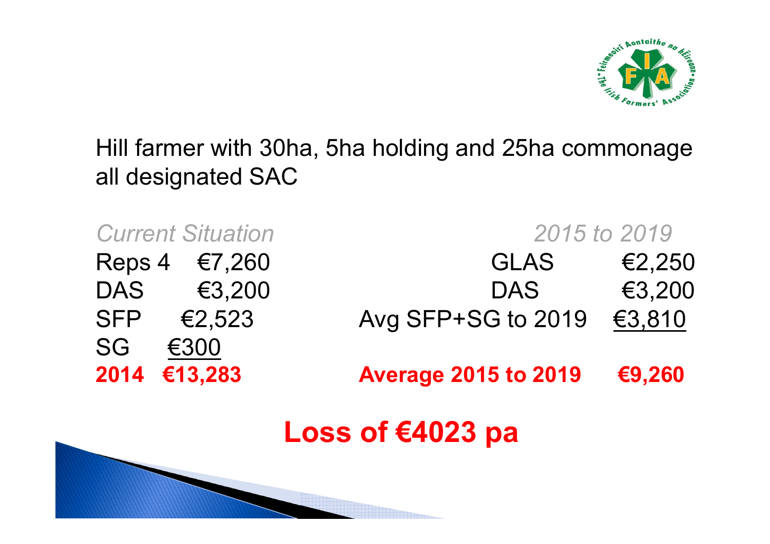Hill farmer with 30ha, 5ha holding and 25ha commonage all designated SAC

| *Current Situation* | | *2015 to 2019* | |
|---|---|---|---|
| Reps 4 | €7,260 | GLAS | €2,250 |
| DAS | €3,200 | DAS | €3,200 |
| SFP | €2,523 | Avg SFP+SG to 2019 | €3,810 |
| SG | €300 | | |
| **2014** | **€13,283** | **Average 2015 to 2019** | **€9,260** |

**Loss of €4023 pa**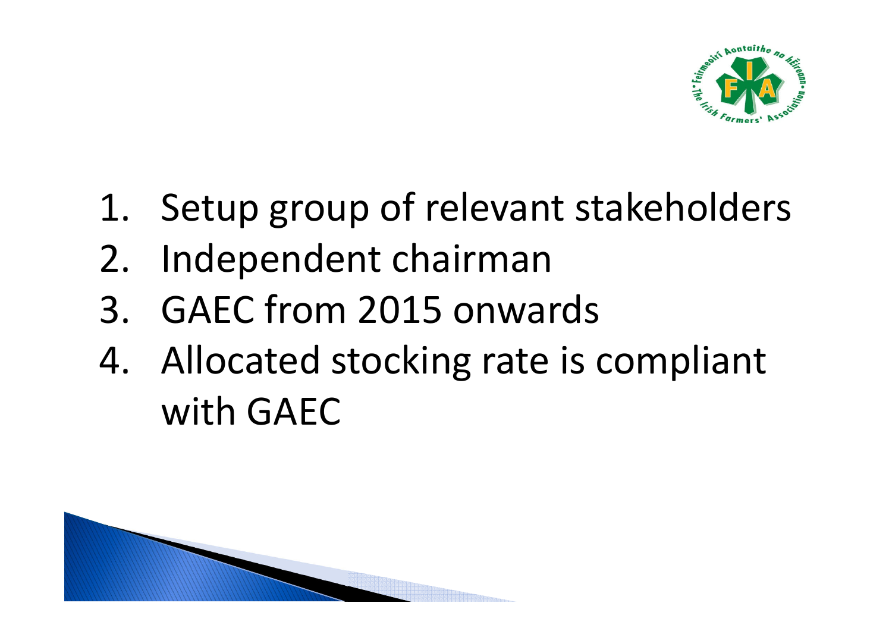1. Setup group of relevant stakeholders
2. Independent chairman
3. GAEC from 2015 onwards
4. Allocated stocking rate is compliant with GAEC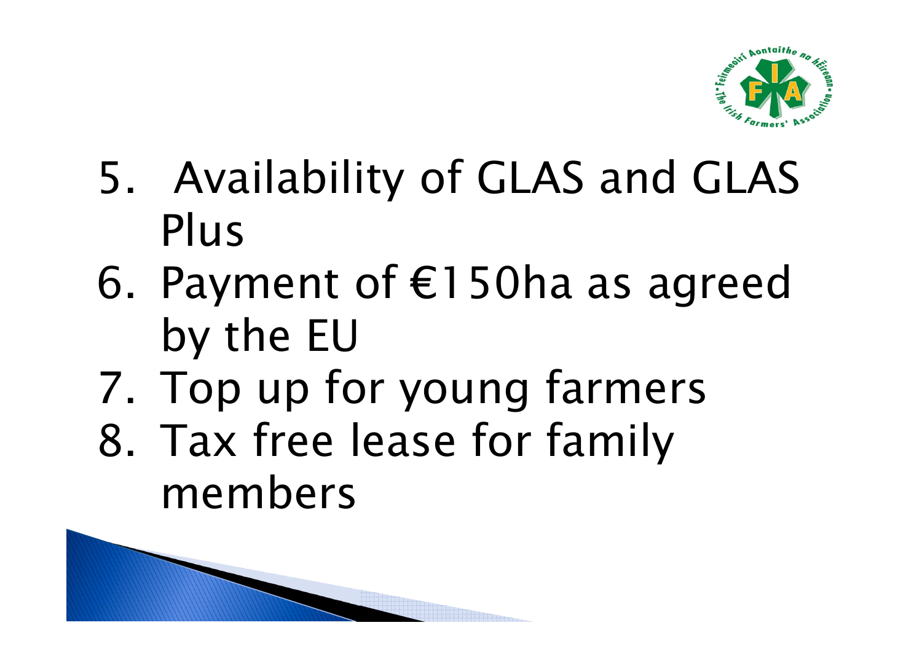5. Availability of GLAS and GLAS Plus
6. Payment of €150ha as agreed by the EU
7. Top up for young farmers
8. Tax free lease for family members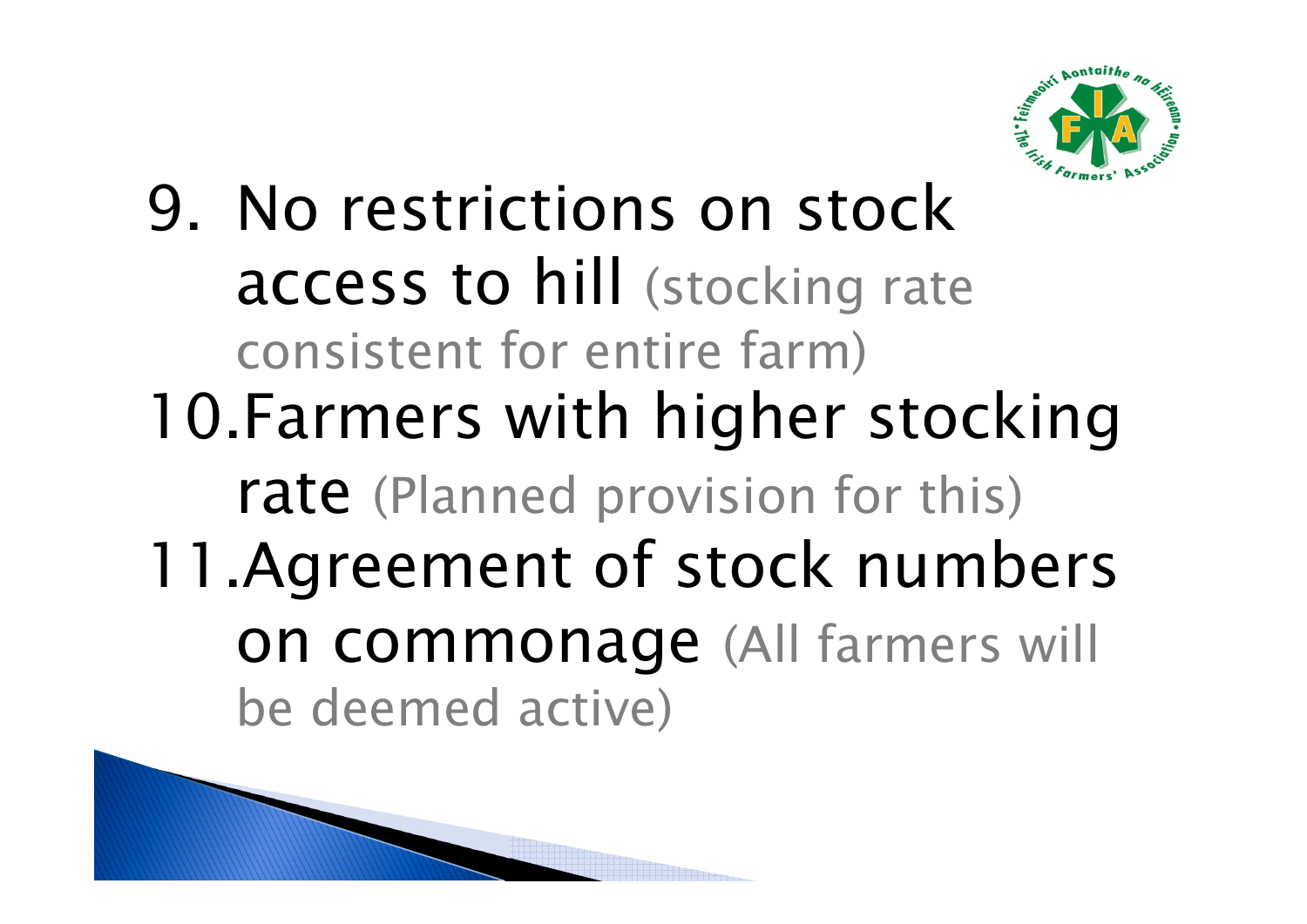9. No restrictions on stock access to hill (stocking rate consistent for entire farm)
10. Farmers with higher stocking rate (Planned provision for this)
11. Agreement of stock numbers on commonage (All farmers will be deemed active)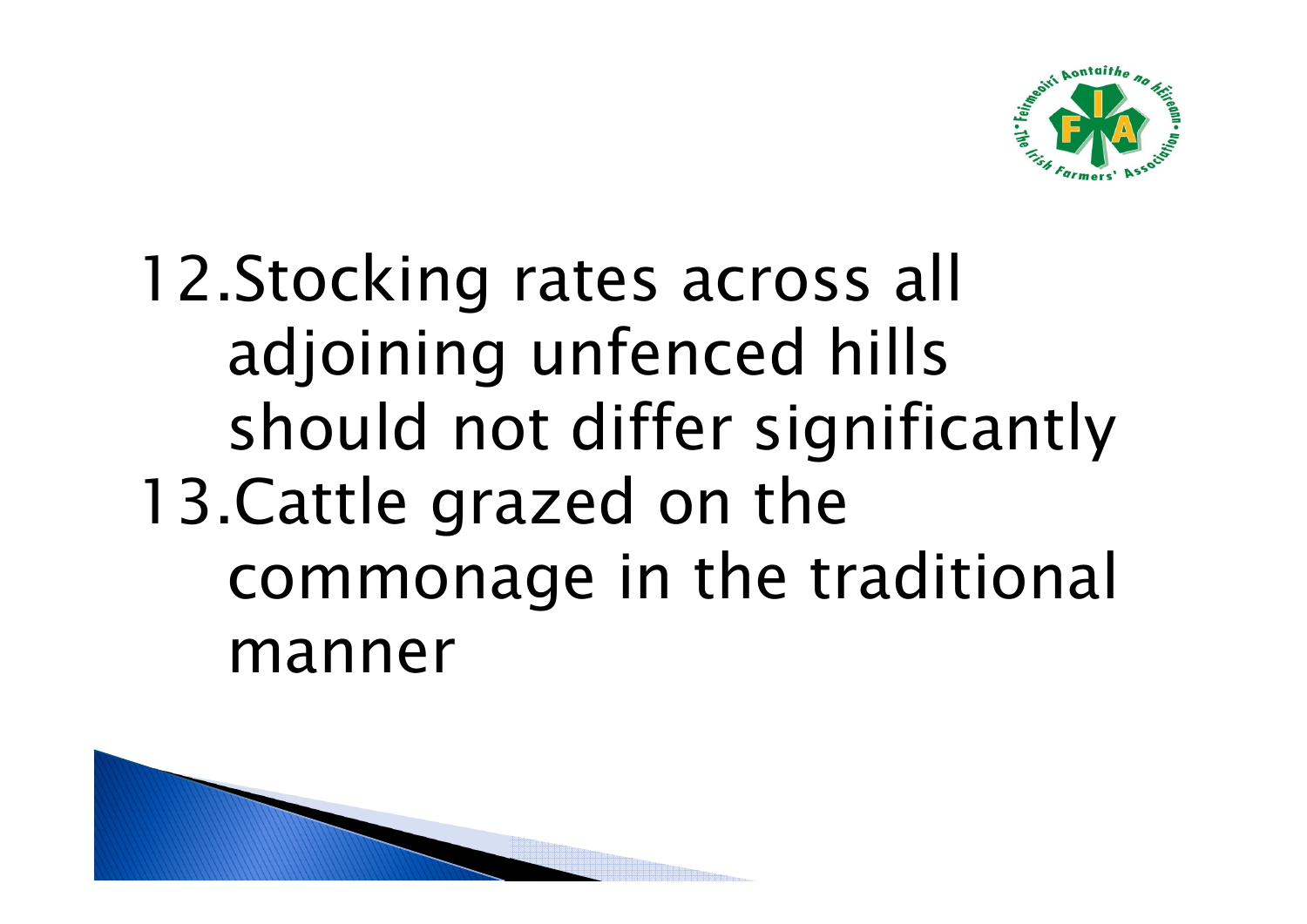12. Stocking rates across all adjoining unfenced hills should not differ significantly
13. Cattle grazed on the commonage in the traditional manner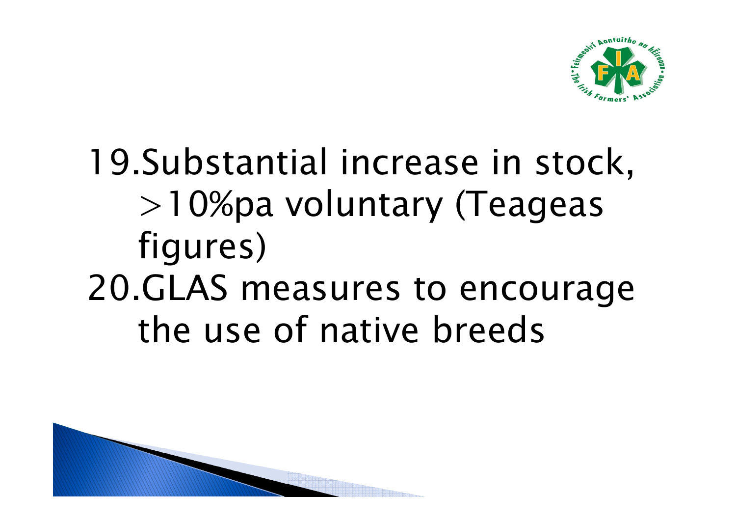19. Substantial increase in stock, >10%pa voluntary (Teageas figures)
20. GLAS measures to encourage the use of native breeds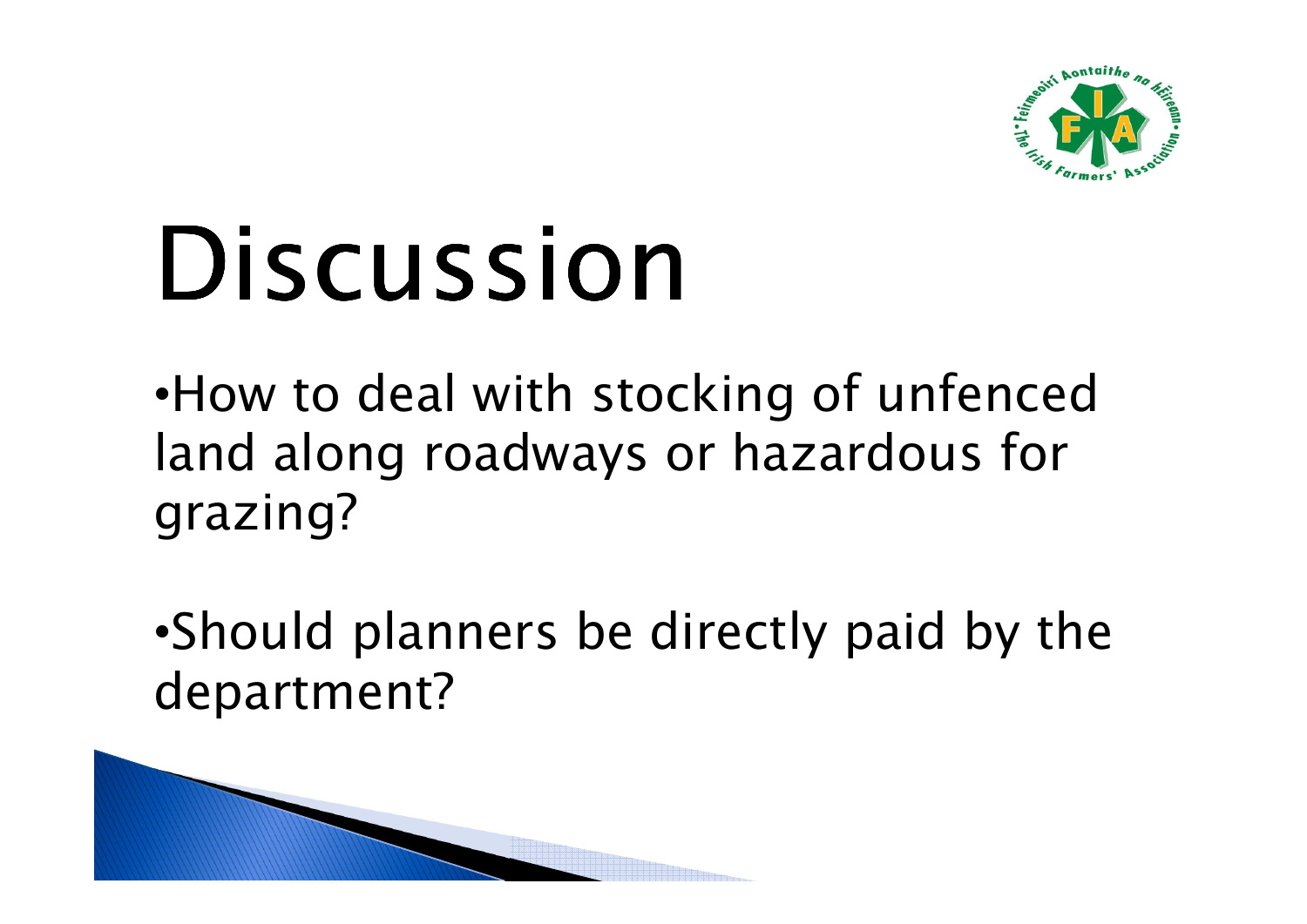# Discussion

- How to deal with stocking of unfenced land along roadways or hazardous for grazing?
- Should planners be directly paid by the department?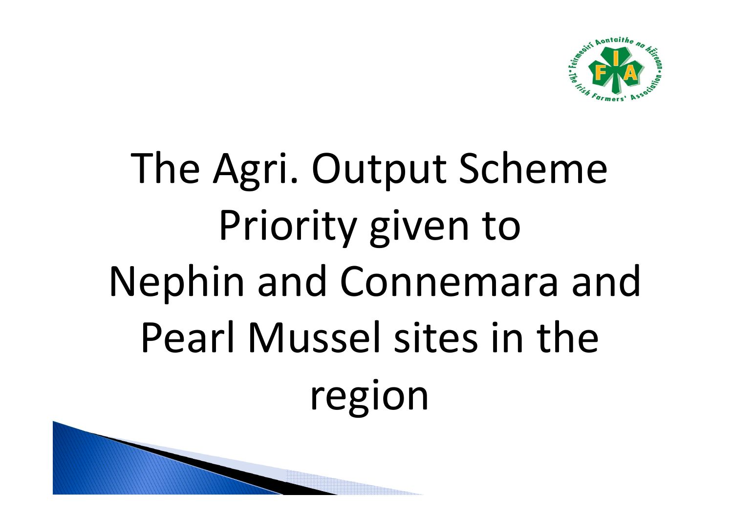# The Agri. Output Scheme Priority given to Nephin and Connemara and Pearl Mussel sites in the region